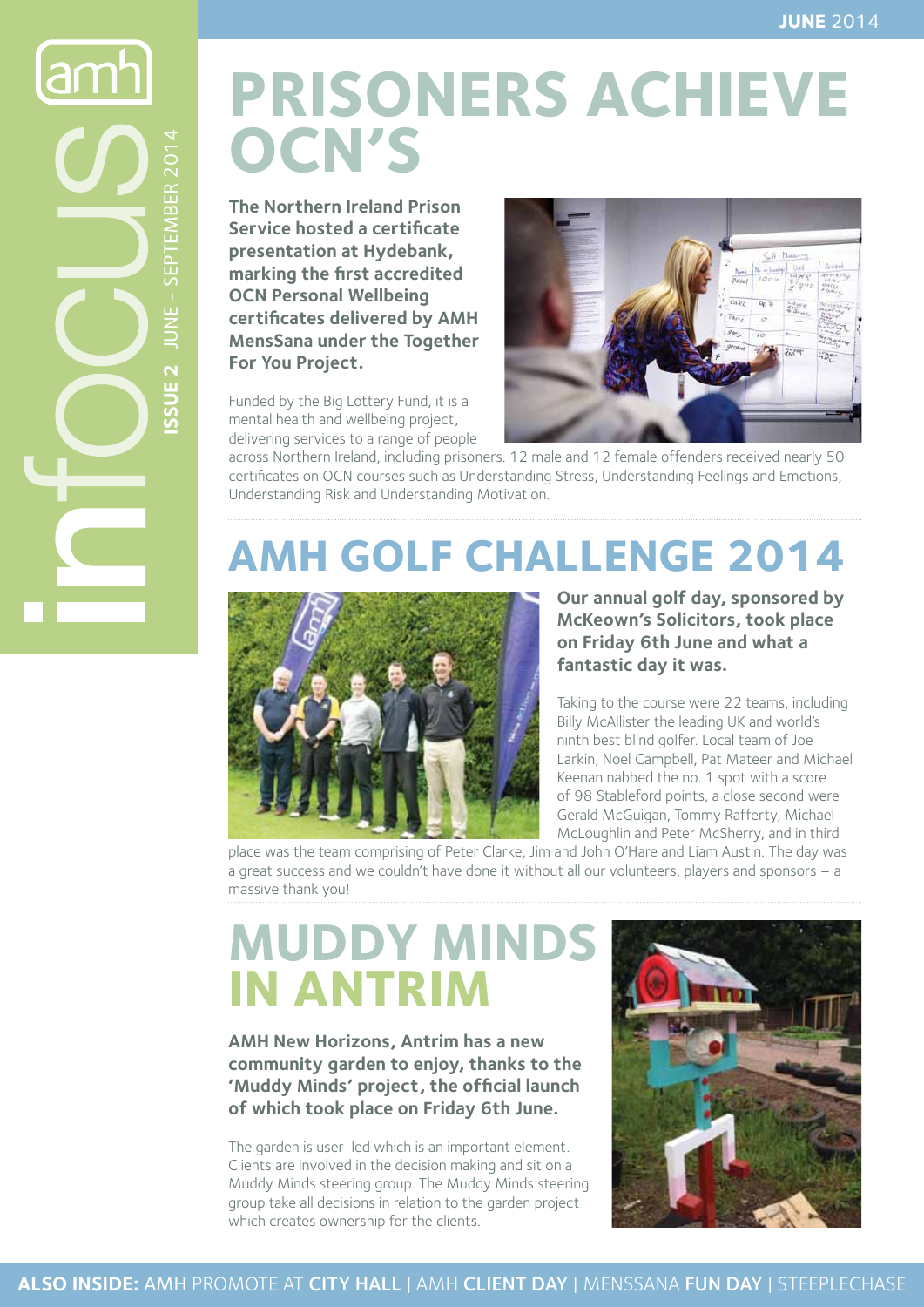# infocus

**ISSUE 2** JUNE - SEPTEMBER 2014

**JUNE** 2014

## PRISONERS ACHIEVE OCN'S

**The Northern Ireland Prison Service hosted a certificate presentation at Hydebank, marking the first accredited OCN Personal Wellbeing certificates delivered by AMH MensSana under the Together For You Project.**

Funded by the Big Lottery Fund, it is a mental health and wellbeing project, delivering services to a range of people across Northern Ireland, including prisoners. 12 male and 12 female offenders received nearly 50 certificates on OCN courses such as Understanding Stress, Understanding Feelings and Emotions, Understanding Risk and Understanding Motivation.

## AMH GOLF CHALLENGE 2014

**Our annual golf day, sponsored by McKeown's Solicitors, took place on Friday 6th June and what a fantastic day it was.**

Taking to the course were 22 teams, including Billy McAllister the leading UK and world's ninth best blind golfer. Local team of Joe Larkin, Noel Campbell, Pat Mateer and Michael Keenan nabbed the no. 1 spot with a score of 98 Stableford points, a close second were Gerald McGuigan, Tommy Rafferty, Michael McLoughlin and Peter McSherry, and in third place was the team comprising of Peter Clarke, Jim and John O'Hare and Liam Austin. The day was a great success and we couldn't have done it without all our volunteers, players and sponsors – a massive thank you!

## MUDDY MINDS IN ANTRIM

**AMH New Horizons, Antrim has a new community garden to enjoy, thanks to the 'Muddy Minds' project, the official launch of which took place on Friday 6th June.**

The garden is user-led which is an important element. Clients are involved in the decision making and sit on a Muddy Minds steering group. The Muddy Minds steering group take all decisions in relation to the garden project which creates ownership for the clients.

**ALSO INSIDE:** AMH PROMOTE AT **CITY HALL** | AMH **CLIENT DAY** | MENSSANA **FUN DAY** | STEEPLECHASE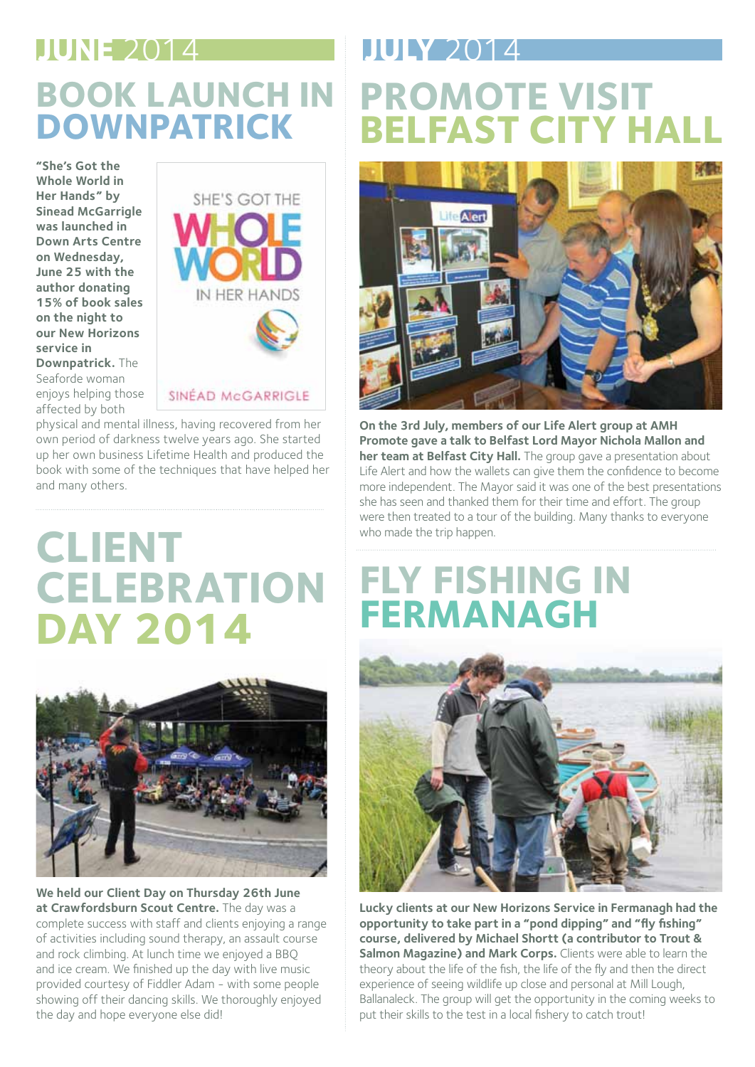## JUNE 2014

# BOOK LAUNCH IN DOWNPATRICK

**"She's Got the Whole World in Her Hands" by Sinead McGarrigle was launched in Down Arts Centre on Wednesday, June 25 with the author donating 15% of book sales on the night to our New Horizons service in Downpatrick.** The Seaforde woman enjoys helping those affected by both physical and mental illness, having recovered from her own period of darkness twelve years ago. She started up her own business Lifetime Health and produced the book with some of the techniques that have helped her and many others.

# CLIENT CELEBRATION DAY 2014

**We held our Client Day on Thursday 26th June at Crawfordsburn Scout Centre.** The day was a complete success with staff and clients enjoying a range of activities including sound therapy, an assault course and rock climbing. At lunch time we enjoyed a BBQ and ice cream. We finished up the day with live music provided courtesy of Fiddler Adam – with some people showing off their dancing skills. We thoroughly enjoyed the day and hope everyone else did!

## JULY 2014

# PROMOTE VISIT BELFAST CITY HALL

**On the 3rd July, members of our Life Alert group at AMH Promote gave a talk to Belfast Lord Mayor Nichola Mallon and her team at Belfast City Hall.** The group gave a presentation about Life Alert and how the wallets can give them the confidence to become more independent. The Mayor said it was one of the best presentations she has seen and thanked them for their time and effort. The group were then treated to a tour of the building. Many thanks to everyone who made the trip happen.

# FLY FISHING IN FERMANAGH

**Lucky clients at our New Horizons Service in Fermanagh had the opportunity to take part in a "pond dipping" and "fly fishing" course, delivered by Michael Shortt (a contributor to Trout & Salmon Magazine) and Mark Corps.** Clients were able to learn the theory about the life of the fish, the life of the fly and then the direct experience of seeing wildlife up close and personal at Mill Lough, Ballanaleck. The group will get the opportunity in the coming weeks to put their skills to the test in a local fishery to catch trout!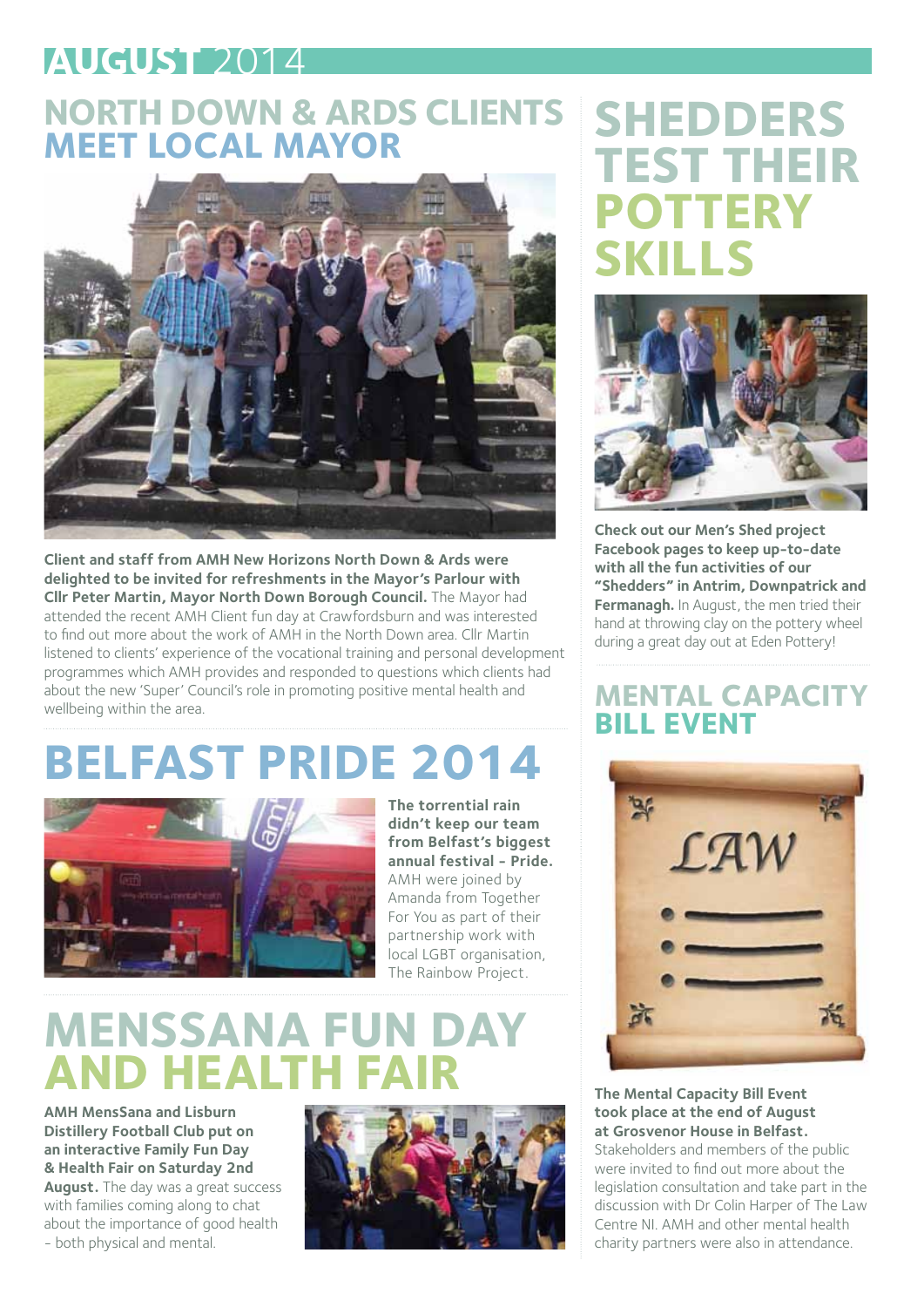# AUGUST 2014

## NORTH DOWN & ARDS CLIENTS MEET LOCAL MAYOR

**Client and staff from AMH New Horizons North Down & Ards were delighted to be invited for refreshments in the Mayor's Parlour with Cllr Peter Martin, Mayor North Down Borough Council.** The Mayor had attended the recent AMH Client fun day at Crawfordsburn and was interested to find out more about the work of AMH in the North Down area. Cllr Martin listened to clients' experience of the vocational training and personal development programmes which AMH provides and responded to questions which clients had about the new 'Super' Council's role in promoting positive mental health and wellbeing within the area.

## BELFAST PRIDE 2014

**The torrential rain didn't keep our team from Belfast's biggest annual festival - Pride.** AMH were joined by Amanda from Together For You as part of their partnership work with local LGBT organisation, The Rainbow Project.

## MENSSANA FUN DAY AND HEALTH FAIR

**AMH MensSana and Lisburn Distillery Football Club put on an interactive Family Fun Day & Health Fair on Saturday 2nd August.** The day was a great success with families coming along to chat about the importance of good health - both physical and mental.

## SHEDDERS TEST THEIR POTTERY SKILLS

**Check out our Men's Shed project Facebook pages to keep up-to-date with all the fun activities of our "Shedders" in Antrim, Downpatrick and Fermanagh.** In August, the men tried their hand at throwing clay on the pottery wheel during a great day out at Eden Pottery!

## MENTAL CAPACITY BILL EVENT

**The Mental Capacity Bill Event took place at the end of August at Grosvenor House in Belfast.** Stakeholders and members of the public were invited to find out more about the legislation consultation and take part in the discussion with Dr Colin Harper of The Law Centre NI. AMH and other mental health charity partners were also in attendance.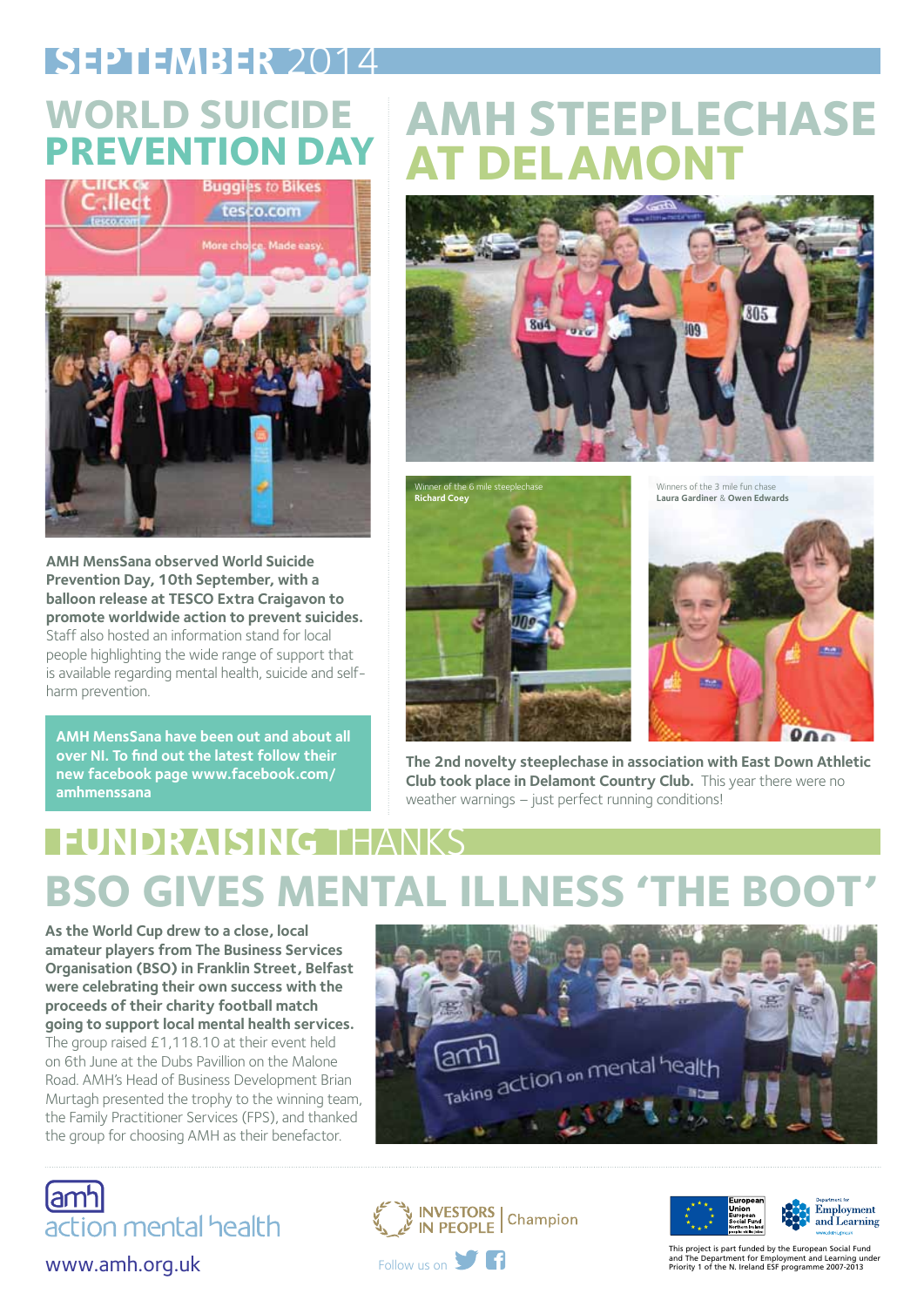# SEPTEMBER 2014

## WORLD SUICIDE PREVENTION DAY

**AMH MensSana observed World Suicide Prevention Day, 10th September, with a balloon release at TESCO Extra Craigavon to promote worldwide action to prevent suicides.** Staff also hosted an information stand for local people highlighting the wide range of support that is available regarding mental health, suicide and self-harm prevention.

**AMH MensSana have been out and about all over NI. To find out the latest follow their new facebook page www.facebook.com/amhmenssana**

## AMH STEEPLECHASE AT DELAMONT

Winner of the 6 mile steeplechase **Richard Coey**

Winners of the 3 mile fun chase **Laura Gardiner** & **Owen Edwards**

**The 2nd novelty steeplechase in association with East Down Athletic Club took place in Delamont Country Club.** This year there were no weather warnings – just perfect running conditions!

# FUNDRAISING THANKS

## BSO GIVES MENTAL ILLNESS 'THE BOOT'

**As the World Cup drew to a close, local amateur players from The Business Services Organisation (BSO) in Franklin Street, Belfast were celebrating their own success with the proceeds of their charity football match going to support local mental health services.** The group raised £1,118.10 at their event held on 6th June at the Dubs Pavillion on the Malone Road. AMH's Head of Business Development Brian Murtagh presented the trophy to the winning team, the Family Practitioner Services (FPS), and thanked the group for choosing AMH as their benefactor.

amh action mental health

www.amh.org.uk

INVESTORS IN PEOPLE | Champion

Follow us on

This project is part funded by the European Social Fund and The Department for Employment and Learning under Priority 1 of the N. Ireland ESF programme 2007-2013